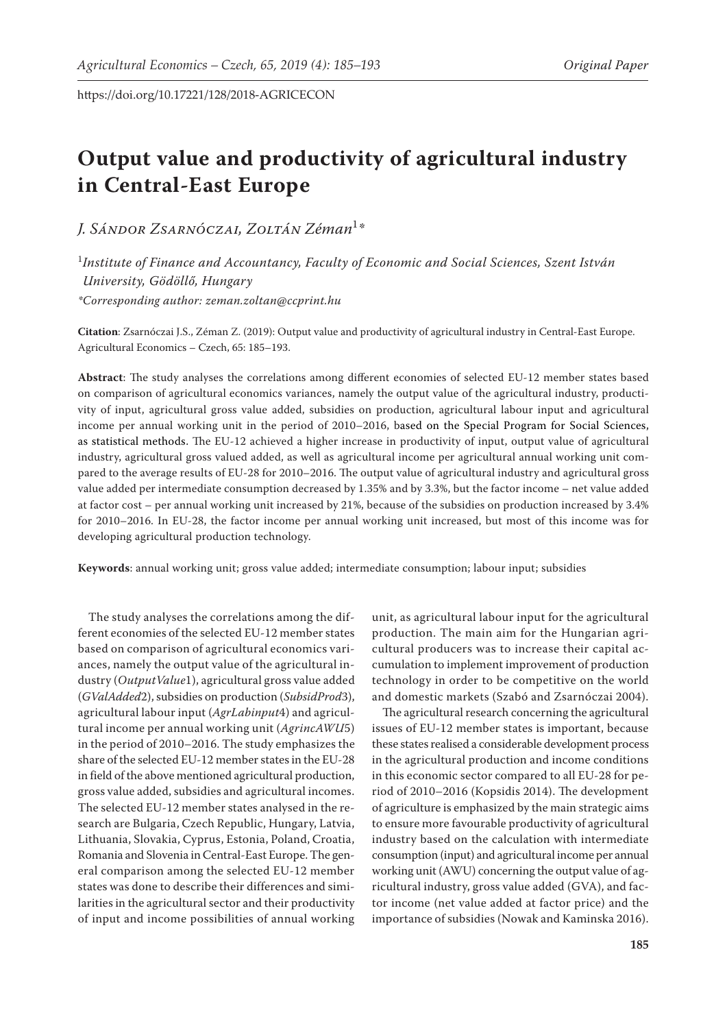https://doi.org/10.17221/128/2018-AGRICECON

# Output value and productivity of agricultural industry in Central-East Europe

*J. Sándor Zsarnóczai, Zoltán Zéman*[1]*

[1]*Institute of Finance and Accountancy, Faculty of Economic and Social Sciences, Szent István University, Gödöllő, Hungary*

*\*Corresponding author: zeman.zoltan@ccprint.hu*

**Citation**: Zsarnóczai J.S., Zéman Z. (2019): Output value and productivity of agricultural industry in Central-East Europe. Agricultural Economics – Czech, 65: 185–193.

**Abstract**: The study analyses the correlations among different economies of selected EU-12 member states based on comparison of agricultural economics variances, namely the output value of the agricultural industry, productivity of input, agricultural gross value added, subsidies on production, agricultural labour input and agricultural income per annual working unit in the period of 2010–2016, based on the Special Program for Social Sciences, as statistical methods. The EU-12 achieved a higher increase in productivity of input, output value of agricultural industry, agricultural gross valued added, as well as agricultural income per agricultural annual working unit compared to the average results of EU-28 for 2010–2016. The output value of agricultural industry and agricultural gross value added per intermediate consumption decreased by 1.35% and by 3.3%, but the factor income – net value added at factor cost – per annual working unit increased by 21%, because of the subsidies on production increased by 3.4% for 2010–2016. In EU-28, the factor income per annual working unit increased, but most of this income was for developing agricultural production technology.

**Keywords**: annual working unit; gross value added; intermediate consumption; labour input; subsidies

The study analyses the correlations among the different economies of the selected EU-12 member states based on comparison of agricultural economics variances, namely the output value of the agricultural industry (*OutputValue*1), agricultural gross value added (*GValAdded*2), subsidies on production (*SubsidProd*3), agricultural labour input (*AgrLabinput*4) and agricultural income per annual working unit (*AgrincAWU*5) in the period of 2010–2016. The study emphasizes the share of the selected EU-12 member states in the EU-28 in field of the above mentioned agricultural production, gross value added, subsidies and agricultural incomes. The selected EU-12 member states analysed in the research are Bulgaria, Czech Republic, Hungary, Latvia, Lithuania, Slovakia, Cyprus, Estonia, Poland, Croatia, Romania and Slovenia in Central-East Europe. The general comparison among the selected EU-12 member states was done to describe their differences and similarities in the agricultural sector and their productivity of input and income possibilities of annual working unit, as agricultural labour input for the agricultural production. The main aim for the Hungarian agricultural producers was to increase their capital accumulation to implement improvement of production technology in order to be competitive on the world and domestic markets (Szabó and Zsarnóczai 2004).

The agricultural research concerning the agricultural issues of EU-12 member states is important, because these states realised a considerable development process in the agricultural production and income conditions in this economic sector compared to all EU-28 for period of 2010–2016 (Kopsidis 2014). The development of agriculture is emphasized by the main strategic aims to ensure more favourable productivity of agricultural industry based on the calculation with intermediate consumption (input) and agricultural income per annual working unit (AWU) concerning the output value of agricultural industry, gross value added (GVA), and factor income (net value added at factor price) and the importance of subsidies (Nowak and Kaminska 2016).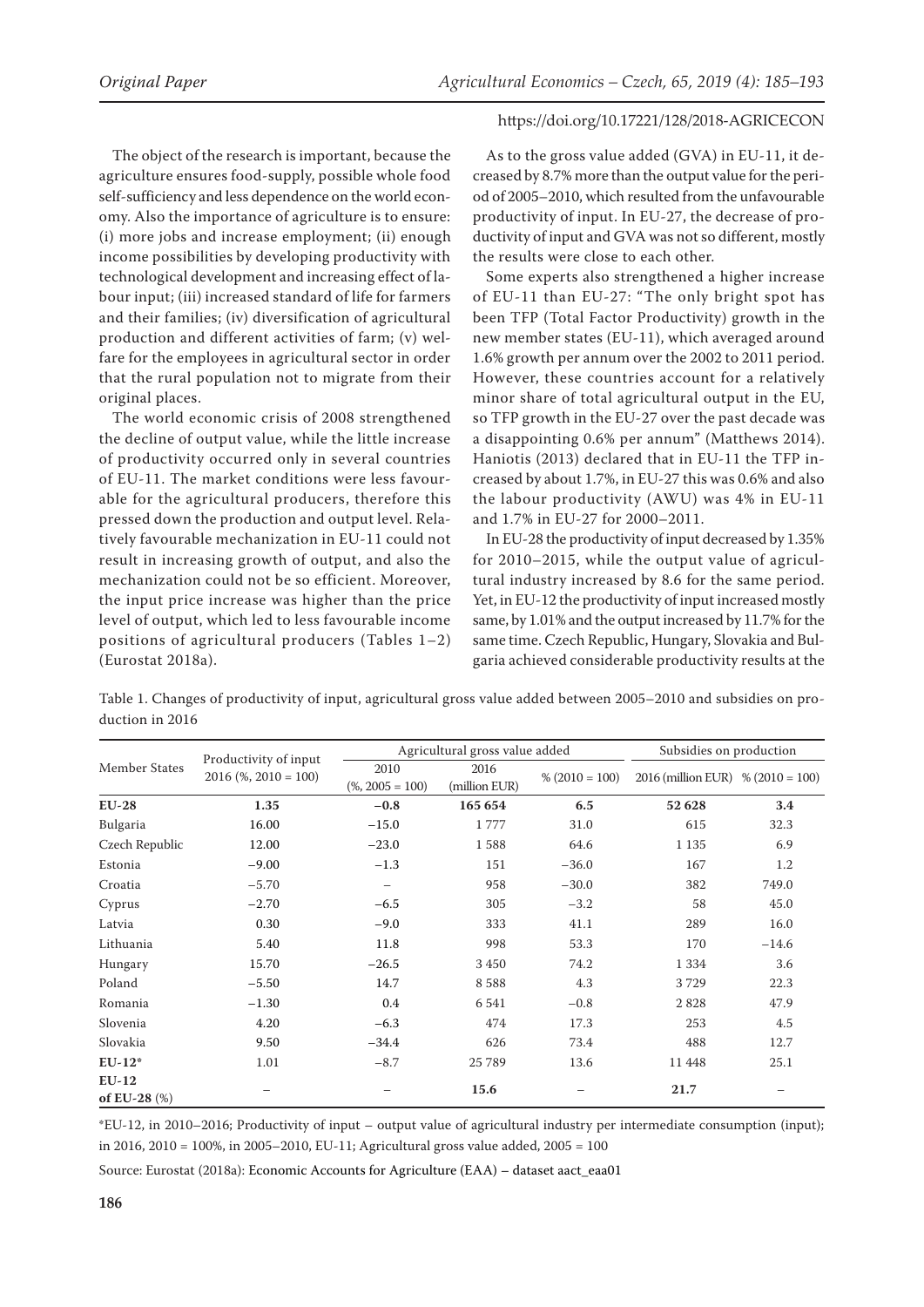The object of the research is important, because the agriculture ensures food-supply, possible whole food self-sufficiency and less dependence on the world economy. Also the importance of agriculture is to ensure: (i) more jobs and increase employment; (ii) enough income possibilities by developing productivity with technological development and increasing effect of labour input; (iii) increased standard of life for farmers and their families; (iv) diversification of agricultural production and different activities of farm; (v) welfare for the employees in agricultural sector in order that the rural population not to migrate from their original places.

The world economic crisis of 2008 strengthened the decline of output value, while the little increase of productivity occurred only in several countries of EU-11. The market conditions were less favourable for the agricultural producers, therefore this pressed down the production and output level. Relatively favourable mechanization in EU-11 could not result in increasing growth of output, and also the mechanization could not be so efficient. Moreover, the input price increase was higher than the price level of output, which led to less favourable income positions of agricultural producers (Tables 1–2) (Eurostat 2018a).

As to the gross value added (GVA) in EU-11, it decreased by 8.7% more than the output value for the period of 2005–2010, which resulted from the unfavourable productivity of input. In EU-27, the decrease of productivity of input and GVA was not so different, mostly the results were close to each other.

Some experts also strengthened a higher increase of EU-11 than EU-27: "The only bright spot has been TFP (Total Factor Productivity) growth in the new member states (EU-11), which averaged around 1.6% growth per annum over the 2002 to 2011 period. However, these countries account for a relatively minor share of total agricultural output in the EU, so TFP growth in the EU-27 over the past decade was a disappointing 0.6% per annum" (Matthews 2014). Haniotis (2013) declared that in EU-11 the TFP increased by about 1.7%, in EU-27 this was 0.6% and also the labour productivity (AWU) was 4% in EU-11 and 1.7% in EU-27 for 2000–2011.

In EU-28 the productivity of input decreased by 1.35% for 2010–2015, while the output value of agricultural industry increased by 8.6 for the same period. Yet, in EU-12 the productivity of input increased mostly same, by 1.01% and the output increased by 11.7% for the same time. Czech Republic, Hungary, Slovakia and Bulgaria achieved considerable productivity results at the

Table 1. Changes of productivity of input, agricultural gross value added between 2005–2010 and subsidies on production in 2016

| Member States | Productivity of input 2016 (%, 2010 = 100) | Agricultural gross value added | | | Subsidies on production | |
|---|---|---|---|---|---|---|
| | | 2010 (%, 2005 = 100) | 2016 (million EUR) | % (2010 = 100) | 2016 (million EUR) | % (2010 = 100) |
| **EU-28** | **1.35** | **−0.8** | **165 654** | **6.5** | **52 628** | **3.4** |
| Bulgaria | 16.00 | −15.0 | 1 777 | 31.0 | 615 | 32.3 |
| Czech Republic | 12.00 | −23.0 | 1 588 | 64.6 | 1 135 | 6.9 |
| Estonia | −9.00 | −1.3 | 151 | −36.0 | 167 | 1.2 |
| Croatia | −5.70 | – | 958 | −30.0 | 382 | 749.0 |
| Cyprus | −2.70 | −6.5 | 305 | −3.2 | 58 | 45.0 |
| Latvia | 0.30 | −9.0 | 333 | 41.1 | 289 | 16.0 |
| Lithuania | 5.40 | 11.8 | 998 | 53.3 | 170 | −14.6 |
| Hungary | 15.70 | −26.5 | 3 450 | 74.2 | 1 334 | 3.6 |
| Poland | −5.50 | 14.7 | 8 588 | 4.3 | 3 729 | 22.3 |
| Romania | −1.30 | 0.4 | 6 541 | −0.8 | 2 828 | 47.9 |
| Slovenia | 4.20 | −6.3 | 474 | 17.3 | 253 | 4.5 |
| Slovakia | 9.50 | −34.4 | 626 | 73.4 | 488 | 12.7 |
| **EU-12*** | 1.01 | −8.7 | 25 789 | 13.6 | 11 448 | 25.1 |
| **EU-12 of EU-28** (%) | – | – | **15.6** | – | **21.7** | – |

*EU-12, in 2010–2016; Productivity of input – output value of agricultural industry per intermediate consumption (input); in 2016, 2010 = 100%, in 2005–2010, EU-11; Agricultural gross value added, 2005 = 100

Source: Eurostat (2018a): Economic Accounts for Agriculture (EAA) – dataset aact_eaa01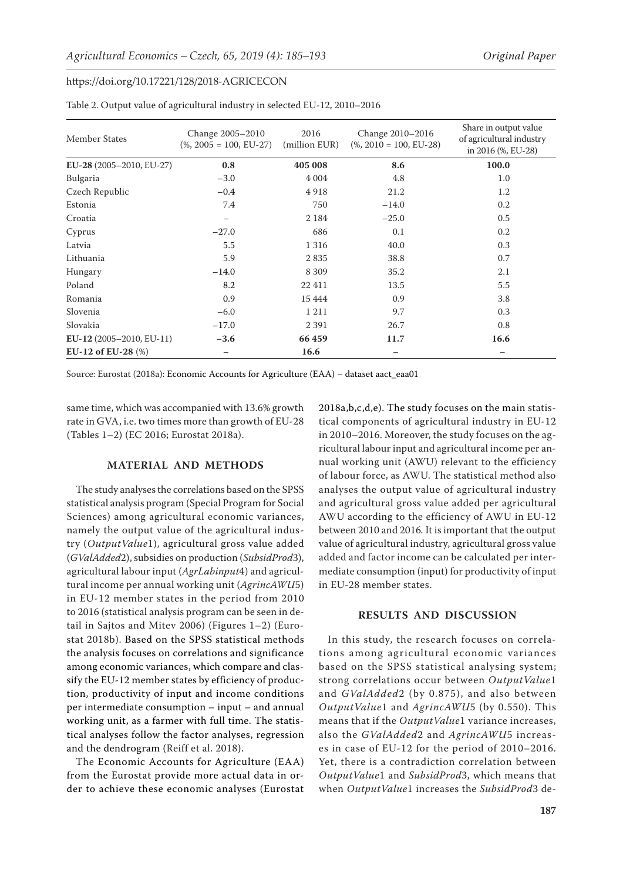Table 2. Output value of agricultural industry in selected EU-12, 2010–2016

| Member States | Change 2005–2010 (%, 2005 = 100, EU-27) | 2016 (million EUR) | Change 2010–2016 (%, 2010 = 100, EU-28) | Share in output value of agricultural industry in 2016 (%, EU-28) |
|---|---|---|---|---|
| **EU-28** (2005–2010, EU-27) | **0.8** | **405 008** | **8.6** | **100.0** |
| Bulgaria | −3.0 | 4 004 | 4.8 | 1.0 |
| Czech Republic | −0.4 | 4 918 | 21.2 | 1.2 |
| Estonia | 7.4 | 750 | −14.0 | 0.2 |
| Croatia | – | 2 184 | −25.0 | 0.5 |
| Cyprus | −27.0 | 686 | 0.1 | 0.2 |
| Latvia | 5.5 | 1 316 | 40.0 | 0.3 |
| Lithuania | 5.9 | 2 835 | 38.8 | 0.7 |
| Hungary | −14.0 | 8 309 | 35.2 | 2.1 |
| Poland | 8.2 | 22 411 | 13.5 | 5.5 |
| Romania | 0.9 | 15 444 | 0.9 | 3.8 |
| Slovenia | −6.0 | 1 211 | 9.7 | 0.3 |
| Slovakia | −17.0 | 2 391 | 26.7 | 0.8 |
| **EU-12** (2005–2010, EU-11) | **−3.6** | **66 459** | **11.7** | **16.6** |
| **EU-12 of EU-28** (%) | – | **16.6** | – | – |

Source: Eurostat (2018a): Economic Accounts for Agriculture (EAA) – dataset aact_eaa01

same time, which was accompanied with 13.6% growth rate in GVA, i.e. two times more than growth of EU-28 (Tables 1–2) (EC 2016; Eurostat 2018a).

## MATERIAL AND METHODS

The study analyses the correlations based on the SPSS statistical analysis program (Special Program for Social Sciences) among agricultural economic variances, namely the output value of the agricultural industry (*OutputValue*1), agricultural gross value added (*GValAdded*2), subsidies on production (*SubsidProd*3), agricultural labour input (*AgrLabinput*4) and agricultural income per annual working unit (*AgrincAWU*5) in EU-12 member states in the period from 2010 to 2016 (statistical analysis program can be seen in detail in Sajtos and Mitev 2006) (Figures 1–2) (Eurostat 2018b). Based on the SPSS statistical methods the analysis focuses on correlations and significance among economic variances, which compare and classify the EU-12 member states by efficiency of production, productivity of input and income conditions per intermediate consumption – input – and annual working unit, as a farmer with full time. The statistical analyses follow the factor analyses, regression and the dendrogram (Reiff et al. 2018).

The Economic Accounts for Agriculture (EAA) from the Eurostat provide more actual data in order to achieve these economic analyses (Eurostat 2018a,b,c,d,e). The study focuses on the main statistical components of agricultural industry in EU-12 in 2010–2016. Moreover, the study focuses on the agricultural labour input and agricultural income per annual working unit (AWU) relevant to the efficiency of labour force, as AWU. The statistical method also analyses the output value of agricultural industry and agricultural gross value added per agricultural AWU according to the efficiency of AWU in EU-12 between 2010 and 2016. It is important that the output value of agricultural industry, agricultural gross value added and factor income can be calculated per intermediate consumption (input) for productivity of input in EU-28 member states.

## RESULTS AND DISCUSSION

In this study, the research focuses on correlations among agricultural economic variances based on the SPSS statistical analysing system; strong correlations occur between *OutputValue*1 and *GValAdded*2 (by 0.875), and also between *OutputValue*1 and *AgrincAWU*5 (by 0.550). This means that if the *OutputValue*1 variance increases, also the *GValAdded*2 and *AgrincAWU*5 increases in case of EU-12 for the period of 2010–2016. Yet, there is a contradiction correlation between *OutputValue*1 and *SubsidProd*3, which means that when *OutputValue*1 increases the *SubsidProd*3 de-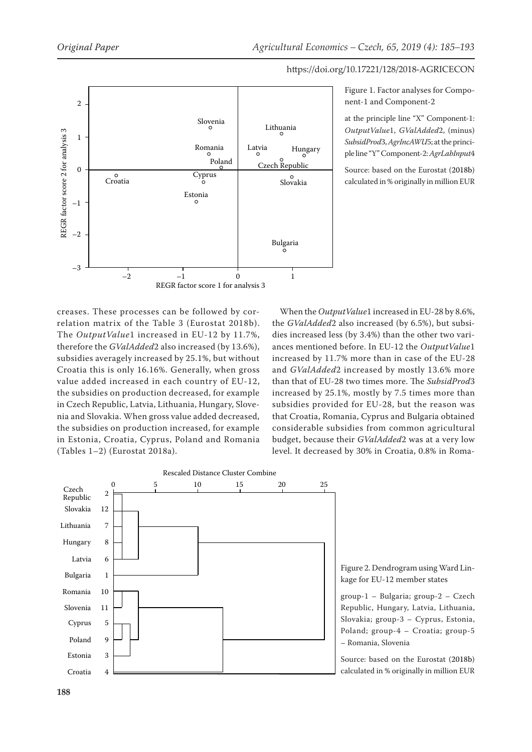Figure 1. Factor analyses for Component-1 and Component-2

at the principle line "X" Component-1: *OutputValue*1, *GValAdded*2, (minus) *SubsidProd*3, *AgrIncAWU*5; at the principle line "Y" Component-2: *AgrLabInput*4

Source: based on the Eurostat (2018b) calculated in % originally in million EUR

creases. These processes can be followed by correlation matrix of the Table 3 (Eurostat 2018b). The *OutputValue*1 increased in EU-12 by 11.7%, therefore the *GValAdded*2 also increased (by 13.6%), subsidies averagely increased by 25.1%, but without Croatia this is only 16.16%. Generally, when gross value added increased in each country of EU-12, the subsidies on production decreased, for example in Czech Republic, Latvia, Lithuania, Hungary, Slovenia and Slovakia. When gross value added decreased, the subsidies on production increased, for example in Estonia, Croatia, Cyprus, Poland and Romania (Tables 1–2) (Eurostat 2018a).

When the *OutputValue*1 increased in EU-28 by 8.6%, the *GValAdded*2 also increased (by 6.5%), but subsidies increased less (by 3.4%) than the other two variances mentioned before. In EU-12 the *OutputValue*1 increased by 11.7% more than in case of the EU-28 and *GValAdded*2 increased by mostly 13.6% more than that of EU-28 two times more. The *SubsidProd*3 increased by 25.1%, mostly by 7.5 times more than subsidies provided for EU-28, but the reason was that Croatia, Romania, Cyprus and Bulgaria obtained considerable subsidies from common agricultural budget, because their *GValAdded*2 was at a very low level. It decreased by 30% in Croatia, 0.8% in Roma-

Figure 2. Dendrogram using Ward Linkage for EU-12 member states

group-1 – Bulgaria; group-2 – Czech Republic, Hungary, Latvia, Lithuania, Slovakia; group-3 – Cyprus, Estonia, Poland; group-4 – Croatia; group-5 – Romania, Slovenia

Source: based on the Eurostat (2018b) calculated in % originally in million EUR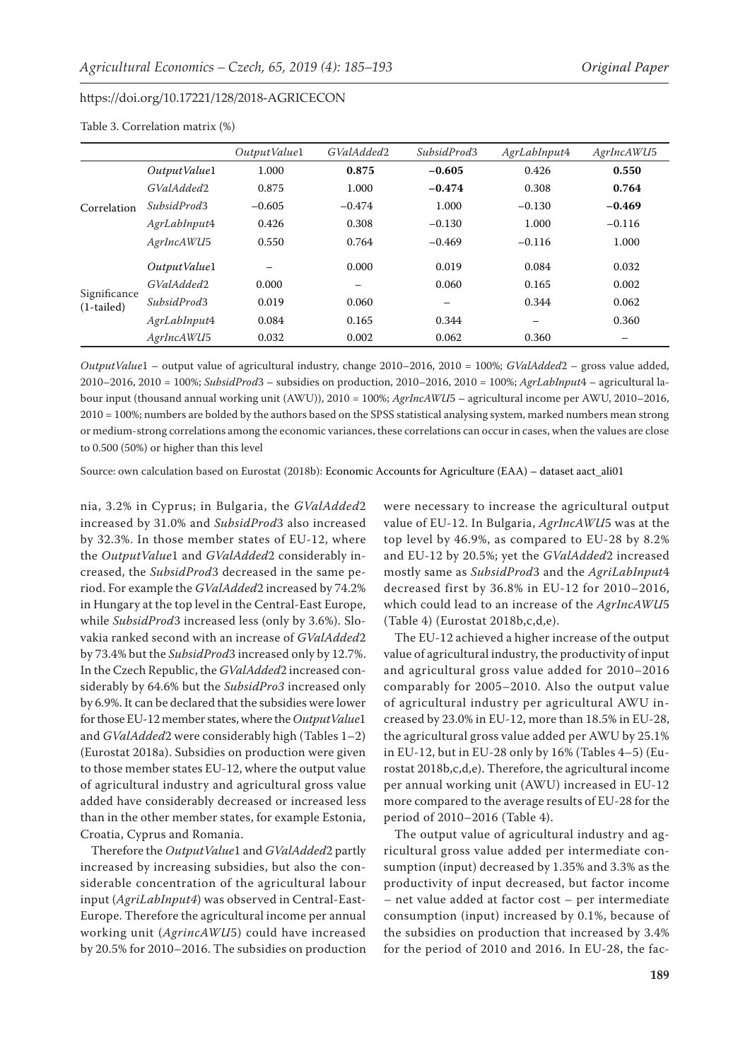Table 3. Correlation matrix (%)

| | | *OutputValue*1 | *GValAdded*2 | *SubsidProd*3 | *AgrLabInput*4 | *AgrIncAWU*5 |
|---|---|---|---|---|---|---|
| Correlation | *OutputValue*1 | 1.000 | **0.875** | **−0.605** | 0.426 | **0.550** |
| | *GValAdded*2 | 0.875 | 1.000 | **−0.474** | 0.308 | **0.764** |
| | *SubsidProd*3 | −0.605 | −0.474 | 1.000 | −0.130 | **−0.469** |
| | *AgrLabInput*4 | 0.426 | 0.308 | −0.130 | 1.000 | −0.116 |
| | *AgrIncAWU*5 | 0.550 | 0.764 | −0.469 | −0.116 | 1.000 |
| Significance (1-tailed) | *OutputValue*1 | – | 0.000 | 0.019 | 0.084 | 0.032 |
| | *GValAdded*2 | 0.000 | – | 0.060 | 0.165 | 0.002 |
| | *SubsidProd*3 | 0.019 | 0.060 | – | 0.344 | 0.062 |
| | *AgrLabInput*4 | 0.084 | 0.165 | 0.344 | – | 0.360 |
| | *AgrIncAWU*5 | 0.032 | 0.002 | 0.062 | 0.360 | – |

*OutputValue*1 – output value of agricultural industry, change 2010–2016, 2010 = 100%; *GValAdded*2 – gross value added, 2010–2016, 2010 = 100%; *SubsidProd*3 – subsidies on production, 2010–2016, 2010 = 100%; *AgrLabInput*4 – agricultural labour input (thousand annual working unit (AWU)), 2010 = 100%; *AgrIncAWU*5 – agricultural income per AWU, 2010–2016, 2010 = 100%; numbers are bolded by the authors based on the SPSS statistical analysing system, marked numbers mean strong or medium-strong correlations among the economic variances, these correlations can occur in cases, when the values are close to 0.500 (50%) or higher than this level

Source: own calculation based on Eurostat (2018b): Economic Accounts for Agriculture (EAA) – dataset aact_ali01

nia, 3.2% in Cyprus; in Bulgaria, the *GValAdded*2 increased by 31.0% and *SubsidProd*3 also increased by 32.3%. In those member states of EU-12, where the *OutputValue*1 and *GValAdded*2 considerably increased, the *SubsidProd*3 decreased in the same period. For example the *GValAdded*2 increased by 74.2% in Hungary at the top level in the Central-East Europe, while *SubsidProd*3 increased less (only by 3.6%). Slovakia ranked second with an increase of *GValAdded*2 by 73.4% but the *SubsidProd*3 increased only by 12.7%. In the Czech Republic, the *GValAdded*2 increased considerably by 64.6% but the *SubsidPro3* increased only by 6.9%. It can be declared that the subsidies were lower for those EU-12 member states, where the *OutputValue*1 and *GValAdded*2 were considerably high (Tables 1–2) (Eurostat 2018a). Subsidies on production were given to those member states EU-12, where the output value of agricultural industry and agricultural gross value added have considerably decreased or increased less than in the other member states, for example Estonia, Croatia, Cyprus and Romania.

Therefore the *OutputValue*1 and *GValAdded*2 partly increased by increasing subsidies, but also the considerable concentration of the agricultural labour input (*AgriLabInput4*) was observed in Central-East-Europe. Therefore the agricultural income per annual working unit (*AgrincAWU*5) could have increased by 20.5% for 2010–2016. The subsidies on production were necessary to increase the agricultural output value of EU-12. In Bulgaria, *AgrIncAWU*5 was at the top level by 46.9%, as compared to EU-28 by 8.2% and EU-12 by 20.5%; yet the *GValAdded*2 increased mostly same as *SubsidProd*3 and the *AgriLabInput*4 decreased first by 36.8% in EU-12 for 2010–2016, which could lead to an increase of the *AgrIncAWU*5 (Table 4) (Eurostat 2018b,c,d,e).

The EU-12 achieved a higher increase of the output value of agricultural industry, the productivity of input and agricultural gross value added for 2010–2016 comparably for 2005–2010. Also the output value of agricultural industry per agricultural AWU increased by 23.0% in EU-12, more than 18.5% in EU-28, the agricultural gross value added per AWU by 25.1% in EU-12, but in EU-28 only by 16% (Tables 4–5) (Eurostat 2018b,c,d,e). Therefore, the agricultural income per annual working unit (AWU) increased in EU-12 more compared to the average results of EU-28 for the period of 2010–2016 (Table 4).

The output value of agricultural industry and agricultural gross value added per intermediate consumption (input) decreased by 1.35% and 3.3% as the productivity of input decreased, but factor income – net value added at factor cost – per intermediate consumption (input) increased by 0.1%, because of the subsidies on production that increased by 3.4% for the period of 2010 and 2016. In EU-28, the fac-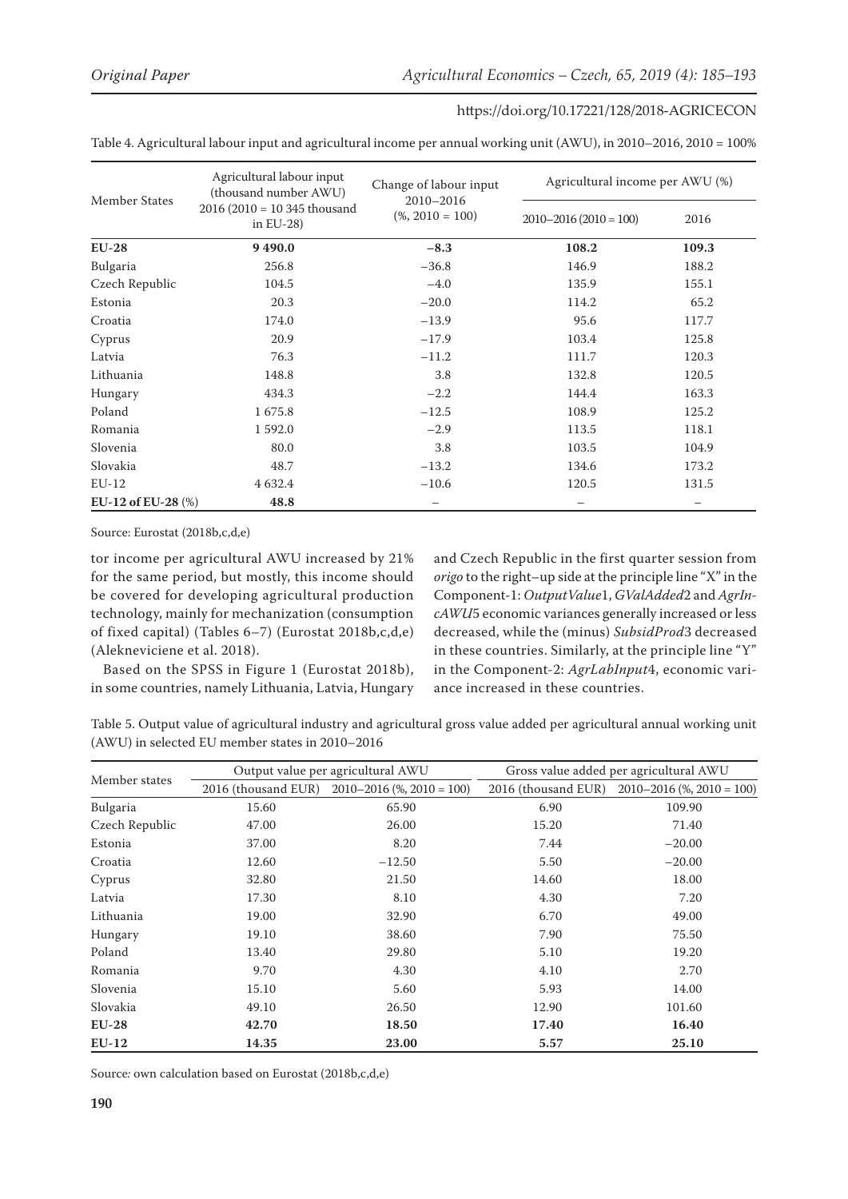Table 4. Agricultural labour input and agricultural income per annual working unit (AWU), in 2010–2016, 2010 = 100%

| Member States | Agricultural labour input (thousand number AWU) 2016 (2010 = 10 345 thousand in EU-28) | Change of labour input 2010–2016 (%, 2010 = 100) | Agricultural income per AWU (%) | |
|---|---|---|---|---|
| | | | 2010–2016 (2010 = 100) | 2016 |
| **EU-28** | **9 490.0** | **–8.3** | **108.2** | **109.3** |
| Bulgaria | 256.8 | –36.8 | 146.9 | 188.2 |
| Czech Republic | 104.5 | –4.0 | 135.9 | 155.1 |
| Estonia | 20.3 | –20.0 | 114.2 | 65.2 |
| Croatia | 174.0 | –13.9 | 95.6 | 117.7 |
| Cyprus | 20.9 | –17.9 | 103.4 | 125.8 |
| Latvia | 76.3 | –11.2 | 111.7 | 120.3 |
| Lithuania | 148.8 | 3.8 | 132.8 | 120.5 |
| Hungary | 434.3 | –2.2 | 144.4 | 163.3 |
| Poland | 1 675.8 | –12.5 | 108.9 | 125.2 |
| Romania | 1 592.0 | –2.9 | 113.5 | 118.1 |
| Slovenia | 80.0 | 3.8 | 103.5 | 104.9 |
| Slovakia | 48.7 | –13.2 | 134.6 | 173.2 |
| EU-12 | 4 632.4 | –10.6 | 120.5 | 131.5 |
| **EU-12 of EU-28** (%) | **48.8** | – | – | – |

Source: Eurostat (2018b,c,d,e)

tor income per agricultural AWU increased by 21% for the same period, but mostly, this income should be covered for developing agricultural production technology, mainly for mechanization (consumption of fixed capital) (Tables 6–7) (Eurostat 2018b,c,d,e) (Alekneviciene et al. 2018).

Based on the SPSS in Figure 1 (Eurostat 2018b), in some countries, namely Lithuania, Latvia, Hungary and Czech Republic in the first quarter session from *origo* to the right–up side at the principle line "X" in the Component-1: *OutputValue*1, *GValAdded*2 and *AgrIncAWU*5 economic variances generally increased or less decreased, while the (minus) *SubsidProd*3 decreased in these countries. Similarly, at the principle line "Y" in the Component-2: *AgrLabInput*4, economic variance increased in these countries.

Table 5. Output value of agricultural industry and agricultural gross value added per agricultural annual working unit (AWU) in selected EU member states in 2010–2016

| Member states | Output value per agricultural AWU | | Gross value added per agricultural AWU | |
|---|---|---|---|---|
| | 2016 (thousand EUR) | 2010–2016 (%, 2010 = 100) | 2016 (thousand EUR) | 2010–2016 (%, 2010 = 100) |
| Bulgaria | 15.60 | 65.90 | 6.90 | 109.90 |
| Czech Republic | 47.00 | 26.00 | 15.20 | 71.40 |
| Estonia | 37.00 | 8.20 | 7.44 | –20.00 |
| Croatia | 12.60 | –12.50 | 5.50 | –20.00 |
| Cyprus | 32.80 | 21.50 | 14.60 | 18.00 |
| Latvia | 17.30 | 8.10 | 4.30 | 7.20 |
| Lithuania | 19.00 | 32.90 | 6.70 | 49.00 |
| Hungary | 19.10 | 38.60 | 7.90 | 75.50 |
| Poland | 13.40 | 29.80 | 5.10 | 19.20 |
| Romania | 9.70 | 4.30 | 4.10 | 2.70 |
| Slovenia | 15.10 | 5.60 | 5.93 | 14.00 |
| Slovakia | 49.10 | 26.50 | 12.90 | 101.60 |
| **EU-28** | **42.70** | **18.50** | **17.40** | **16.40** |
| **EU-12** | **14.35** | **23.00** | **5.57** | **25.10** |

Source: own calculation based on Eurostat (2018b,c,d,e)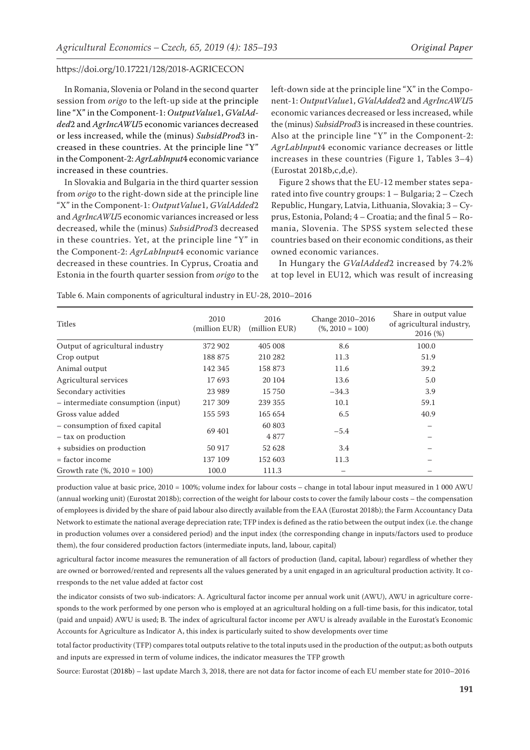In Romania, Slovenia or Poland in the second quarter session from *origo* to the left-up side at the principle line "X" in the Component-1: *OutputValue*1, *GValAdded*2 and *AgrIncAWU*5 economic variances decreased or less increased, while the (minus) *SubsidProd*3 increased in these countries. At the principle line "Y" in the Component-2: *AgrLabInput*4 economic variance increased in these countries.

In Slovakia and Bulgaria in the third quarter session from *origo* to the right-down side at the principle line "X" in the Component-1: *OutputValue*1, *GValAdded*2 and *AgrIncAWU*5 economic variances increased or less decreased, while the (minus) *SubsidProd*3 decreased in these countries. Yet, at the principle line "Y" in the Component-2: *AgrLabInput*4 economic variance decreased in these countries. In Cyprus, Croatia and Estonia in the fourth quarter session from *origo* to the left-down side at the principle line "X" in the Component-1: *OutputValue*1, *GValAdded*2 and *AgrIncAWU*5 economic variances decreased or less increased, while the (minus) *SubsidProd*3 is increased in these countries. Also at the principle line "Y" in the Component-2: *AgrLabInput*4 economic variance decreases or little increases in these countries (Figure 1, Tables 3–4) (Eurostat 2018b,c,d,e).

Figure 2 shows that the EU-12 member states separated into five country groups: 1 – Bulgaria; 2 – Czech Republic, Hungary, Latvia, Lithuania, Slovakia; 3 – Cyprus, Estonia, Poland; 4 – Croatia; and the final 5 – Romania, Slovenia. The SPSS system selected these countries based on their economic conditions, as their owned economic variances.

In Hungary the *GValAdded*2 increased by 74.2% at top level in EU12, which was result of increasing

Table 6. Main components of agricultural industry in EU-28, 2010–2016

| Titles | 2010 (million EUR) | 2016 (million EUR) | Change 2010–2016 (%, 2010 = 100) | Share in output value of agricultural industry, 2016 (%) |
|---|---|---|---|---|
| Output of agricultural industry | 372 902 | 405 008 | 8.6 | 100.0 |
| Crop output | 188 875 | 210 282 | 11.3 | 51.9 |
| Animal output | 142 345 | 158 873 | 11.6 | 39.2 |
| Agricultural services | 17 693 | 20 104 | 13.6 | 5.0 |
| Secondary activities | 23 989 | 15 750 | −34.3 | 3.9 |
| – intermediate consumption (input) | 217 309 | 239 355 | 10.1 | 59.1 |
| Gross value added | 155 593 | 165 654 | 6.5 | 40.9 |
| – consumption of fixed capital | 69 401 | 60 803 | −5.4 | – |
| – tax on production | | 4 877 | | – |
| + subsidies on production | 50 917 | 52 628 | 3.4 | – |
| = factor income | 137 109 | 152 603 | 11.3 | – |
| Growth rate (%, 2010 = 100) | 100.0 | 111.3 | – | – |

production value at basic price, 2010 = 100%; volume index for labour costs – change in total labour input measured in 1 000 AWU (annual working unit) (Eurostat 2018b); correction of the weight for labour costs to cover the family labour costs – the compensation of employees is divided by the share of paid labour also directly available from the EAA (Eurostat 2018b); the Farm Accountancy Data Network to estimate the national average depreciation rate; TFP index is defined as the ratio between the output index (i.e. the change in production volumes over a considered period) and the input index (the corresponding change in inputs/factors used to produce them), the four considered production factors (intermediate inputs, land, labour, capital)

agricultural factor income measures the remuneration of all factors of production (land, capital, labour) regardless of whether they are owned or borrowed/rented and represents all the values generated by a unit engaged in an agricultural production activity. It corresponds to the net value added at factor cost

the indicator consists of two sub-indicators: A. Agricultural factor income per annual work unit (AWU), AWU in agriculture corresponds to the work performed by one person who is employed at an agricultural holding on a full-time basis, for this indicator, total (paid and unpaid) AWU is used; B. The index of agricultural factor income per AWU is already available in the Eurostat's Economic Accounts for Agriculture as Indicator A, this index is particularly suited to show developments over time

total factor productivity (TFP) compares total outputs relative to the total inputs used in the production of the output; as both outputs and inputs are expressed in term of volume indices, the indicator measures the TFP growth

Source: Eurostat (2018b) – last update March 3, 2018, there are not data for factor income of each EU member state for 2010–2016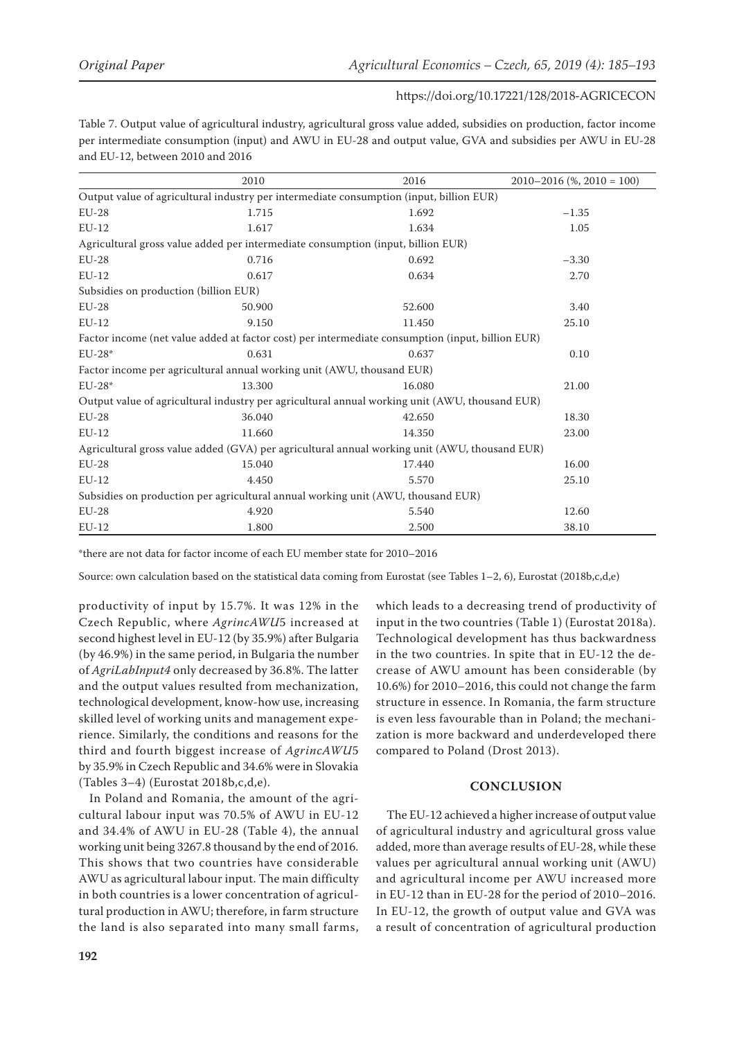Table 7. Output value of agricultural industry, agricultural gross value added, subsidies on production, factor income per intermediate consumption (input) and AWU in EU-28 and output value, GVA and subsidies per AWU in EU-28 and EU-12, between 2010 and 2016

| | 2010 | 2016 | 2010–2016 (%, 2010 = 100) |
|---|---|---|---|
| Output value of agricultural industry per intermediate consumption (input, billion EUR) | | | |
| EU-28 | 1.715 | 1.692 | −1.35 |
| EU-12 | 1.617 | 1.634 | 1.05 |
| Agricultural gross value added per intermediate consumption (input, billion EUR) | | | |
| EU-28 | 0.716 | 0.692 | −3.30 |
| EU-12 | 0.617 | 0.634 | 2.70 |
| Subsidies on production (billion EUR) | | | |
| EU-28 | 50.900 | 52.600 | 3.40 |
| EU-12 | 9.150 | 11.450 | 25.10 |
| Factor income (net value added at factor cost) per intermediate consumption (input, billion EUR) | | | |
| EU-28* | 0.631 | 0.637 | 0.10 |
| Factor income per agricultural annual working unit (AWU, thousand EUR) | | | |
| EU-28* | 13.300 | 16.080 | 21.00 |
| Output value of agricultural industry per agricultural annual working unit (AWU, thousand EUR) | | | |
| EU-28 | 36.040 | 42.650 | 18.30 |
| EU-12 | 11.660 | 14.350 | 23.00 |
| Agricultural gross value added (GVA) per agricultural annual working unit (AWU, thousand EUR) | | | |
| EU-28 | 15.040 | 17.440 | 16.00 |
| EU-12 | 4.450 | 5.570 | 25.10 |
| Subsidies on production per agricultural annual working unit (AWU, thousand EUR) | | | |
| EU-28 | 4.920 | 5.540 | 12.60 |
| EU-12 | 1.800 | 2.500 | 38.10 |

*there are not data for factor income of each EU member state for 2010–2016

Source: own calculation based on the statistical data coming from Eurostat (see Tables 1–2, 6), Eurostat (2018b,c,d,e)

productivity of input by 15.7%. It was 12% in the Czech Republic, where *AgrincAWU5* increased at second highest level in EU-12 (by 35.9%) after Bulgaria (by 46.9%) in the same period, in Bulgaria the number of *AgriLabInput4* only decreased by 36.8%. The latter and the output values resulted from mechanization, technological development, know-how use, increasing skilled level of working units and management experience. Similarly, the conditions and reasons for the third and fourth biggest increase of *AgrincAWU5* by 35.9% in Czech Republic and 34.6% were in Slovakia (Tables 3–4) (Eurostat 2018b,c,d,e).

In Poland and Romania, the amount of the agricultural labour input was 70.5% of AWU in EU-12 and 34.4% of AWU in EU-28 (Table 4), the annual working unit being 3267.8 thousand by the end of 2016. This shows that two countries have considerable AWU as agricultural labour input. The main difficulty in both countries is a lower concentration of agricultural production in AWU; therefore, in farm structure the land is also separated into many small farms, which leads to a decreasing trend of productivity of input in the two countries (Table 1) (Eurostat 2018a). Technological development has thus backwardness in the two countries. In spite that in EU-12 the decrease of AWU amount has been considerable (by 10.6%) for 2010–2016, this could not change the farm structure in essence. In Romania, the farm structure is even less favourable than in Poland; the mechanization is more backward and underdeveloped there compared to Poland (Drost 2013).

## CONCLUSION

The EU-12 achieved a higher increase of output value of agricultural industry and agricultural gross value added, more than average results of EU-28, while these values per agricultural annual working unit (AWU) and agricultural income per AWU increased more in EU-12 than in EU-28 for the period of 2010–2016. In EU-12, the growth of output value and GVA was a result of concentration of agricultural production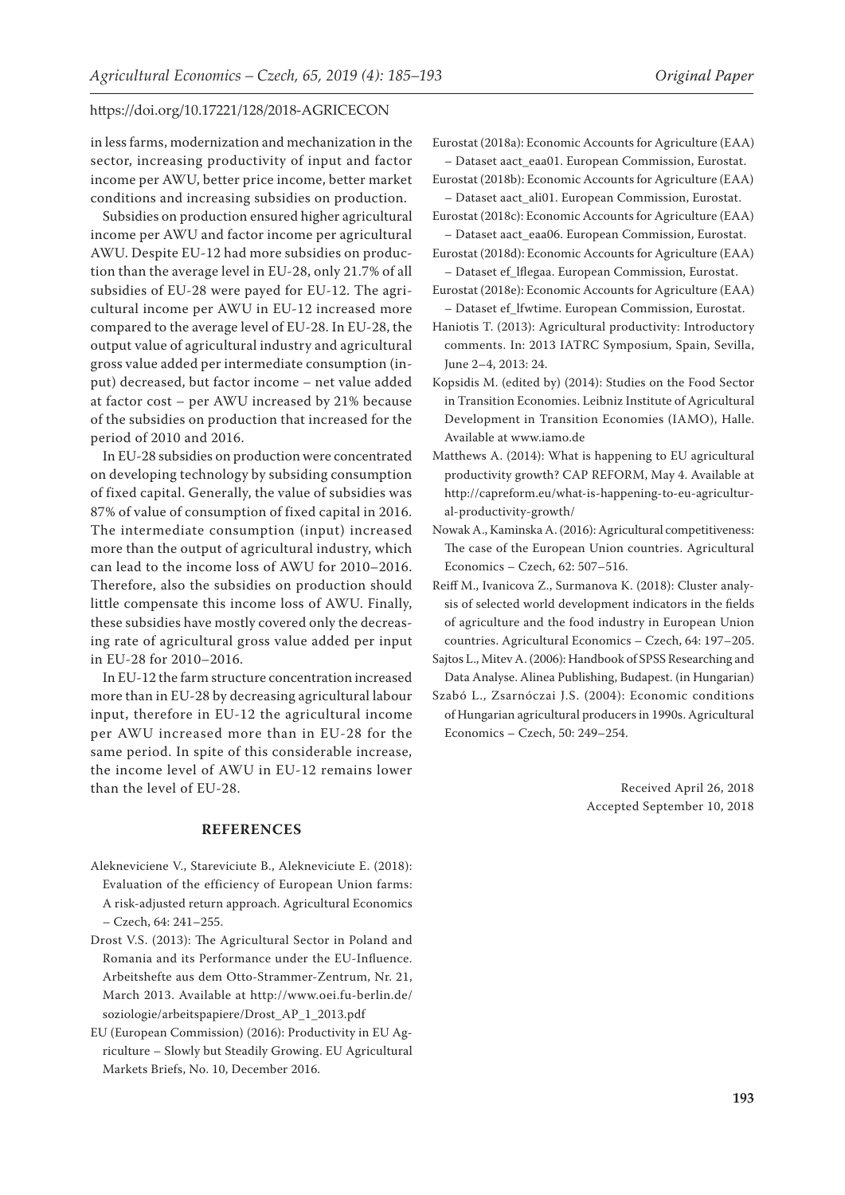in less farms, modernization and mechanization in the sector, increasing productivity of input and factor income per AWU, better price income, better market conditions and increasing subsidies on production.

Subsidies on production ensured higher agricultural income per AWU and factor income per agricultural AWU. Despite EU-12 had more subsidies on production than the average level in EU-28, only 21.7% of all subsidies of EU-28 were payed for EU-12. The agricultural income per AWU in EU-12 increased more compared to the average level of EU-28. In EU-28, the output value of agricultural industry and agricultural gross value added per intermediate consumption (input) decreased, but factor income – net value added at factor cost – per AWU increased by 21% because of the subsidies on production that increased for the period of 2010 and 2016.

In EU-28 subsidies on production were concentrated on developing technology by subsiding consumption of fixed capital. Generally, the value of subsidies was 87% of value of consumption of fixed capital in 2016. The intermediate consumption (input) increased more than the output of agricultural industry, which can lead to the income loss of AWU for 2010–2016. Therefore, also the subsidies on production should little compensate this income loss of AWU. Finally, these subsidies have mostly covered only the decreasing rate of agricultural gross value added per input in EU-28 for 2010–2016.

In EU-12 the farm structure concentration increased more than in EU-28 by decreasing agricultural labour input, therefore in EU-12 the agricultural income per AWU increased more than in EU-28 for the same period. In spite of this considerable increase, the income level of AWU in EU-12 remains lower than the level of EU-28.

## REFERENCES

Alekneviciene V., Stareviciute B., Alekneviciute E. (2018): Evaluation of the efficiency of European Union farms: A risk-adjusted return approach. Agricultural Economics – Czech, 64: 241–255.

Drost V.S. (2013): The Agricultural Sector in Poland and Romania and its Performance under the EU-Influence. Arbeitshefte aus dem Otto-Strammer-Zentrum, Nr. 21, March 2013. Available at http://www.oei.fu-berlin.de/soziologie/arbeitspapiere/Drost_AP_1_2013.pdf

EU (European Commission) (2016): Productivity in EU Agriculture – Slowly but Steadily Growing. EU Agricultural Markets Briefs, No. 10, December 2016.

Eurostat (2018a): Economic Accounts for Agriculture (EAA) – Dataset aact_eaa01. European Commission, Eurostat.

Eurostat (2018b): Economic Accounts for Agriculture (EAA) – Dataset aact_ali01. European Commission, Eurostat.

Eurostat (2018c): Economic Accounts for Agriculture (EAA) – Dataset aact_eaa06. European Commission, Eurostat.

Eurostat (2018d): Economic Accounts for Agriculture (EAA) – Dataset ef_lflegaa. European Commission, Eurostat.

Eurostat (2018e): Economic Accounts for Agriculture (EAA) – Dataset ef_lfwtime. European Commission, Eurostat.

Haniotis T. (2013): Agricultural productivity: Introductory comments. In: 2013 IATRC Symposium, Spain, Sevilla, June 2–4, 2013: 24.

Kopsidis M. (edited by) (2014): Studies on the Food Sector in Transition Economies. Leibniz Institute of Agricultural Development in Transition Economies (IAMO), Halle. Available at www.iamo.de

Matthews A. (2014): What is happening to EU agricultural productivity growth? CAP REFORM, May 4. Available at http://capreform.eu/what-is-happening-to-eu-agricultural-productivity-growth/

Nowak A., Kaminska A. (2016): Agricultural competitiveness: The case of the European Union countries. Agricultural Economics – Czech, 62: 507–516.

Reiff M., Ivanicova Z., Surmanova K. (2018): Cluster analysis of selected world development indicators in the fields of agriculture and the food industry in European Union countries. Agricultural Economics – Czech, 64: 197–205.

Sajtos L., Mitev A. (2006): Handbook of SPSS Researching and Data Analyse. Alinea Publishing, Budapest. (in Hungarian)

Szabó L., Zsarnóczai J.S. (2004): Economic conditions of Hungarian agricultural producers in 1990s. Agricultural Economics – Czech, 50: 249–254.

Received April 26, 2018
Accepted September 10, 2018